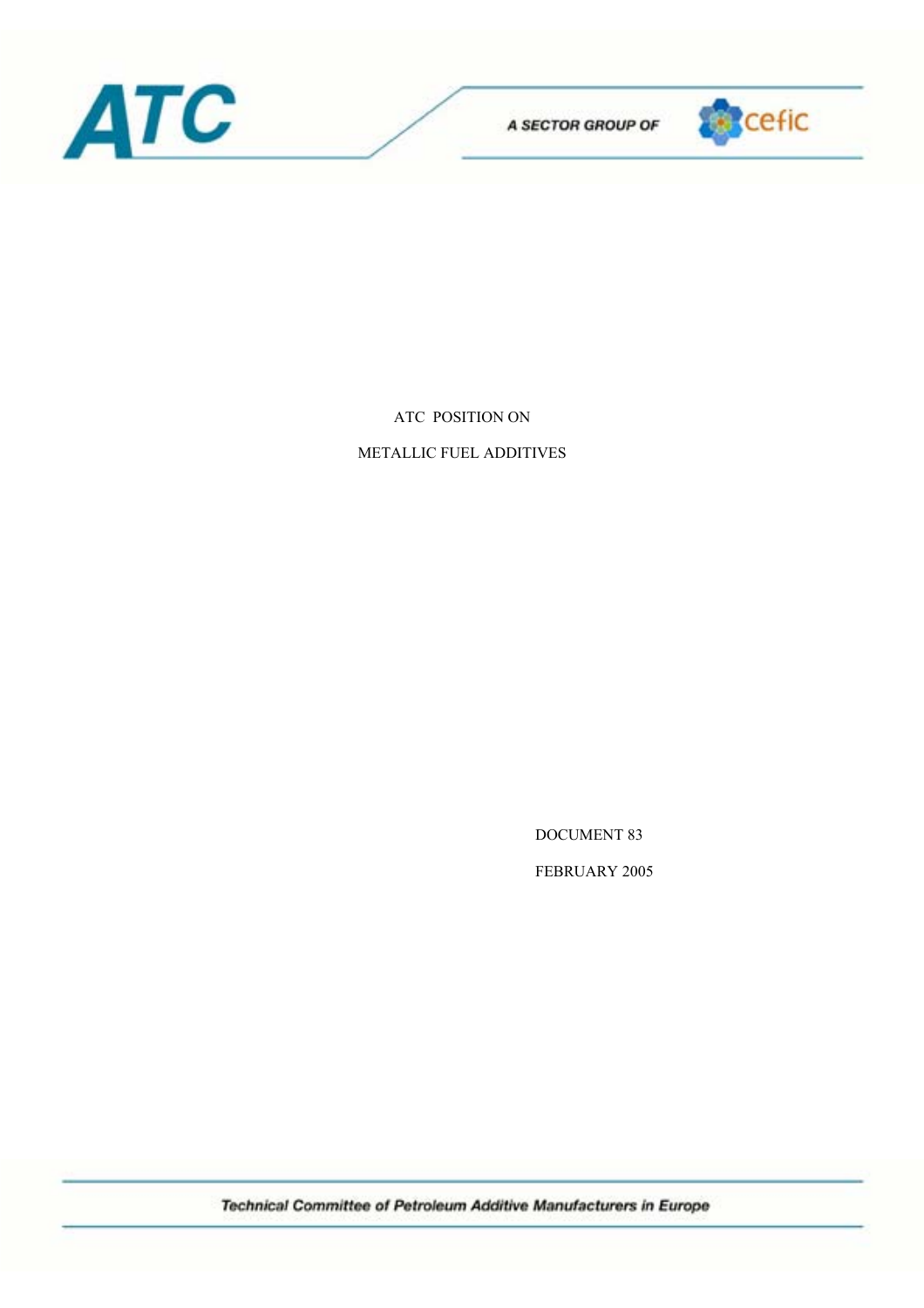# ATC

A SECTOR GROUP OF cefic

ATC POSITION ON

METALLIC FUEL ADDITIVES

DOCUMENT 83

FEBRUARY 2005

*Technical Committee of Petroleum Additive Manufacturers in Europe*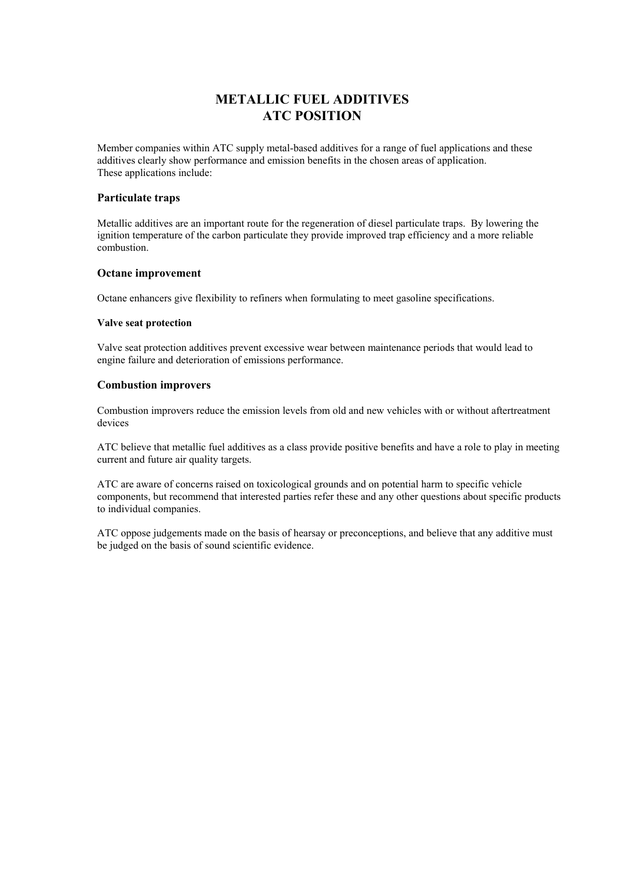# METALLIC FUEL ADDITIVES
# ATC POSITION

Member companies within ATC supply metal-based additives for a range of fuel applications and these additives clearly show performance and emission benefits in the chosen areas of application.
These applications include:

### Particulate traps

Metallic additives are an important route for the regeneration of diesel particulate traps. By lowering the ignition temperature of the carbon particulate they provide improved trap efficiency and a more reliable combustion.

### Octane improvement

Octane enhancers give flexibility to refiners when formulating to meet gasoline specifications.

#### Valve seat protection

Valve seat protection additives prevent excessive wear between maintenance periods that would lead to engine failure and deterioration of emissions performance.

### Combustion improvers

Combustion improvers reduce the emission levels from old and new vehicles with or without aftertreatment devices

ATC believe that metallic fuel additives as a class provide positive benefits and have a role to play in meeting current and future air quality targets.

ATC are aware of concerns raised on toxicological grounds and on potential harm to specific vehicle components, but recommend that interested parties refer these and any other questions about specific products to individual companies.

ATC oppose judgements made on the basis of hearsay or preconceptions, and believe that any additive must be judged on the basis of sound scientific evidence.